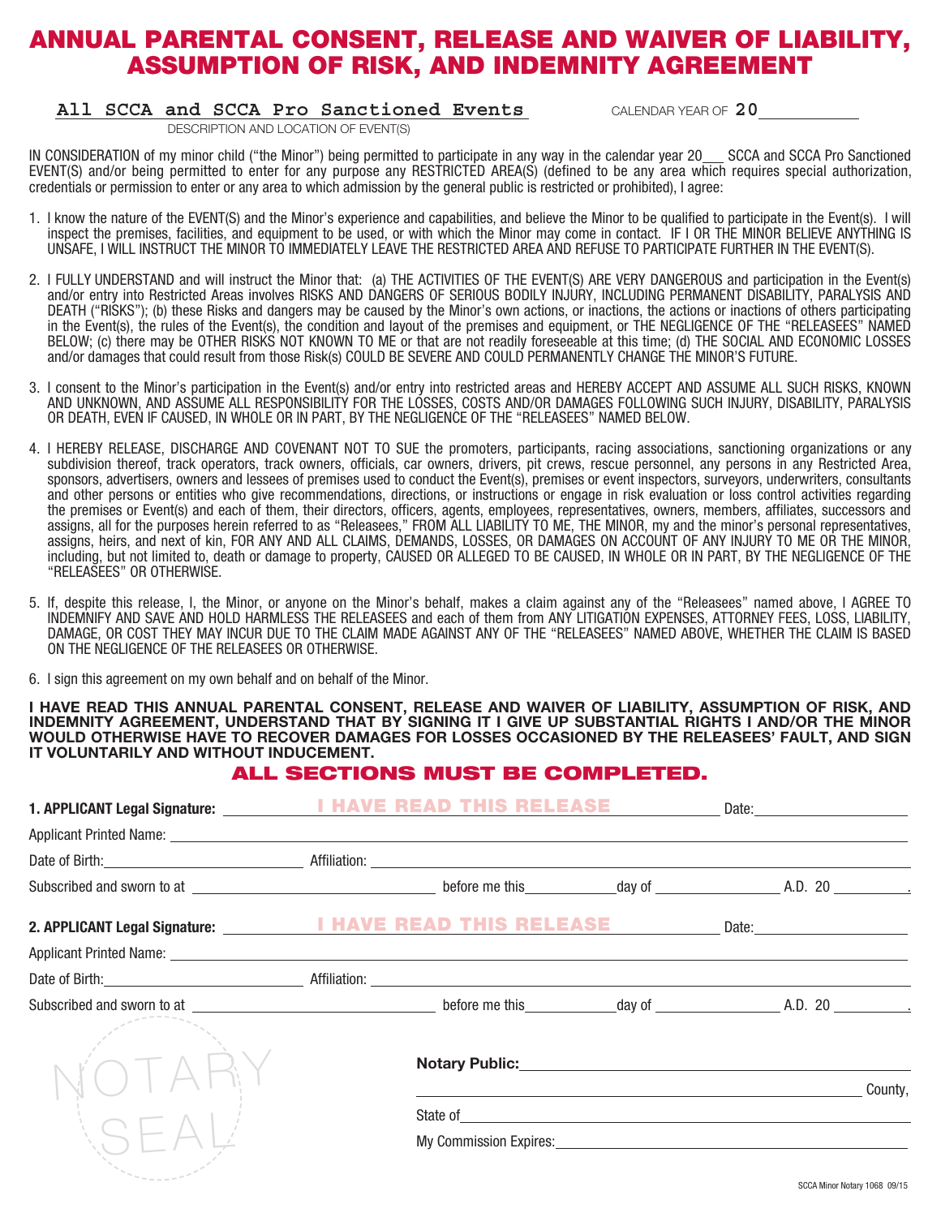# ANNUAL PARENTAL CONSENT, RELEASE AND WAIVER OF LIABILITY, ASSUMPTION OF RISK, AND INDEMNITY AGREEMENT

**All SCCA and SCCA Pro Sanctioned Events** CALENDAR YEAR OF **20**\_\_\_\_\_\_\_\_\_\_

DESCRIPTION AND LOCATION OF EVENT(S)

IN CONSIDERATION of my minor child ("the Minor") being permitted to participate in any way in the calendar year 20\_\_\_ SCCA and SCCA Pro Sanctioned EVENT(S) and/or being permitted to enter for any purpose any RESTRICTED AREA(S) (defined to be any area which requires special authorization, credentials or permission to enter or any area to which admission by the general public is restricted or prohibited), I agree:

1. I know the nature of the EVENT(S) and the Minor's experience and capabilities, and believe the Minor to be qualified to participate in the Event(s). I will inspect the premises, facilities, and equipment to be used, or with which the Minor may come in contact. IF I OR THE MINOR BELIEVE ANYTHING IS UNSAFE, I WILL INSTRUCT THE MINOR TO IMMEDIATELY LEAVE THE RESTRICTED AREA AND REFUSE TO PARTICIPATE FURTHER IN THE EVENT(S).

2. I FULLY UNDERSTAND and will instruct the Minor that: (a) THE ACTIVITIES OF THE EVENT(S) ARE VERY DANGEROUS and participation in the Event(s) and/or entry into Restricted Areas involves RISKS AND DANGERS OF SERIOUS BODILY INJURY, INCLUDING PERMANENT DISABILITY, PARALYSIS AND DEATH ("RISKS"); (b) these Risks and dangers may be caused by the Minor's own actions, or inactions, the actions or inactions of others participating in the Event(s), the rules of the Event(s), the condition and layout of the premises and equipment, or THE NEGLIGENCE OF THE "RELEASEES" NAMED BELOW; (c) there may be OTHER RISKS NOT KNOWN TO ME or that are not readily foreseeable at this time; (d) THE SOCIAL AND ECONOMIC LOSSES and/or damages that could result from those Risk(s) COULD BE SEVERE AND COULD PERMANENTLY CHANGE THE MINOR'S FUTURE.

3. I consent to the Minor's participation in the Event(s) and/or entry into restricted areas and HEREBY ACCEPT AND ASSUME ALL SUCH RISKS, KNOWN AND UNKNOWN, AND ASSUME ALL RESPONSIBILITY FOR THE LOSSES, COSTS AND/OR DAMAGES FOLLOWING SUCH INJURY, DISABILITY, PARALYSIS OR DEATH, EVEN IF CAUSED, IN WHOLE OR IN PART, BY THE NEGLIGENCE OF THE "RELEASEES" NAMED BELOW.

4. I HEREBY RELEASE, DISCHARGE AND COVENANT NOT TO SUE the promoters, participants, racing associations, sanctioning organizations or any subdivision thereof, track operators, track owners, officials, car owners, drivers, pit crews, rescue personnel, any persons in any Restricted Area, sponsors, advertisers, owners and lessees of premises used to conduct the Event(s), premises or event inspectors, surveyors, underwriters, consultants and other persons or entities who give recommendations, directions, or instructions or engage in risk evaluation or loss control activities regarding the premises or Event(s) and each of them, their directors, officers, agents, employees, representatives, owners, members, affiliates, successors and assigns, all for the purposes herein referred to as "Releasees," FROM ALL LIABILITY TO ME, THE MINOR, my and the minor's personal representatives, assigns, heirs, and next of kin, FOR ANY AND ALL CLAIMS, DEMANDS, LOSSES, OR DAMAGES ON ACCOUNT OF ANY INJURY TO ME OR THE MINOR, including, but not limited to, death or damage to property, CAUSED OR ALLEGED TO BE CAUSED, IN WHOLE OR IN PART, BY THE NEGLIGENCE OF THE "RELEASEES" OR OTHERWISE.

5. If, despite this release, I, the Minor, or anyone on the Minor's behalf, makes a claim against any of the "Releasees" named above, I AGREE TO INDEMNIFY AND SAVE AND HOLD HARMLESS THE RELEASEES and each of them from ANY LITIGATION EXPENSES, ATTORNEY FEES, LOSS, LIABILITY, DAMAGE, OR COST THEY MAY INCUR DUE TO THE CLAIM MADE AGAINST ANY OF THE "RELEASEES" NAMED ABOVE, WHETHER THE CLAIM IS BASED ON THE NEGLIGENCE OF THE RELEASEES OR OTHERWISE.

6. I sign this agreement on my own behalf and on behalf of the Minor.

**I HAVE READ THIS ANNUAL PARENTAL CONSENT, RELEASE AND WAIVER OF LIABILITY, ASSUMPTION OF RISK, AND INDEMNITY AGREEMENT, UNDERSTAND THAT BY SIGNING IT I GIVE UP SUBSTANTIAL RIGHTS I AND/OR THE MINOR WOULD OTHERWISE HAVE TO RECOVER DAMAGES FOR LOSSES OCCASIONED BY THE RELEASEES' FAULT, AND SIGN IT VOLUNTARILY AND WITHOUT INDUCEMENT.**

## ALL SECTIONS MUST BE COMPLETED.

**1. APPLICANT Legal Signature:** \_\_\_\_\_\_\_\_\_\_ I HAVE READ THIS RELEASE \_\_\_\_\_\_\_\_\_\_ Date: \_\_\_\_\_\_\_\_\_\_

Applicant Printed Name: \_\_\_\_\_\_\_\_\_\_

Date of Birth: \_\_\_\_\_\_\_\_\_\_ Affiliation: \_\_\_\_\_\_\_\_\_\_

Subscribed and sworn to at \_\_\_\_\_\_\_\_\_\_ before me this \_\_\_\_\_\_ day of \_\_\_\_\_\_\_\_ A.D. 20 \_\_\_\_\_.

**2. APPLICANT Legal Signature:** \_\_\_\_\_\_\_\_\_\_ I HAVE READ THIS RELEASE \_\_\_\_\_\_\_\_\_\_ Date: \_\_\_\_\_\_\_\_\_\_

Applicant Printed Name: \_\_\_\_\_\_\_\_\_\_

Date of Birth: \_\_\_\_\_\_\_\_\_\_ Affiliation: \_\_\_\_\_\_\_\_\_\_

Subscribed and sworn to at \_\_\_\_\_\_\_\_\_\_ before me this \_\_\_\_\_\_ day of \_\_\_\_\_\_\_\_ A.D. 20 \_\_\_\_\_.

NOTARY SEAL

**Notary Public:** \_\_\_\_\_\_\_\_\_\_

\_\_\_\_\_\_\_\_\_\_ County,

State of \_\_\_\_\_\_\_\_\_\_

My Commission Expires: \_\_\_\_\_\_\_\_\_\_

SCCA Minor Notary 1068 09/15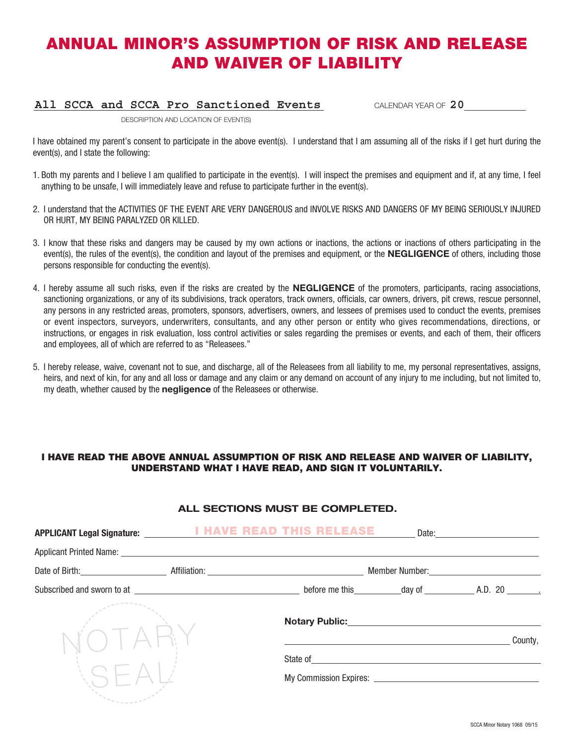# ANNUAL MINOR'S ASSUMPTION OF RISK AND RELEASE AND WAIVER OF LIABILITY

**All SCCA and SCCA Pro Sanctioned Events** CALENDAR YEAR OF **20**\_\_\_\_\_\_

DESCRIPTION AND LOCATION OF EVENT(S)

I have obtained my parent's consent to participate in the above event(s). I understand that I am assuming all of the risks if I get hurt during the event(s), and I state the following:

1. Both my parents and I believe I am qualified to participate in the event(s). I will inspect the premises and equipment and if, at any time, I feel anything to be unsafe, I will immediately leave and refuse to participate further in the event(s).

2. I understand that the ACTIVITIES OF THE EVENT ARE VERY DANGEROUS and INVOLVE RISKS AND DANGERS OF MY BEING SERIOUSLY INJURED OR HURT, MY BEING PARALYZED OR KILLED.

3. I know that these risks and dangers may be caused by my own actions or inactions, the actions or inactions of others participating in the event(s), the rules of the event(s), the condition and layout of the premises and equipment, or the **NEGLIGENCE** of others, including those persons responsible for conducting the event(s).

4. I hereby assume all such risks, even if the risks are created by the **NEGLIGENCE** of the promoters, participants, racing associations, sanctioning organizations, or any of its subdivisions, track operators, track owners, officials, car owners, drivers, pit crews, rescue personnel, any persons in any restricted areas, promoters, sponsors, advertisers, owners, and lessees of premises used to conduct the events, premises or event inspectors, surveyors, underwriters, consultants, and any other person or entity who gives recommendations, directions, or instructions, or engages in risk evaluation, loss control activities or sales regarding the premises or events, and each of them, their officers and employees, all of which are referred to as "Releasees."

5. I hereby release, waive, covenant not to sue, and discharge, all of the Releasees from all liability to me, my personal representatives, assigns, heirs, and next of kin, for any and all loss or damage and any claim or any demand on account of any injury to me including, but not limited to, my death, whether caused by the **negligence** of the Releasees or otherwise.

**I HAVE READ THE ABOVE ANNUAL ASSUMPTION OF RISK AND RELEASE AND WAIVER OF LIABILITY, UNDERSTAND WHAT I HAVE READ, AND SIGN IT VOLUNTARILY.**

**ALL SECTIONS MUST BE COMPLETED.**

**APPLICANT Legal Signature:** I HAVE READ THIS RELEASE \_\_\_\_\_\_ Date: \_\_\_\_\_\_

Applicant Printed Name: \_\_\_\_\_\_

Date of Birth: \_\_\_\_\_\_ Affiliation: \_\_\_\_\_\_ Member Number: \_\_\_\_\_\_

Subscribed and sworn to at \_\_\_\_\_\_ before me this \_\_\_\_\_\_ day of \_\_\_\_\_\_ A.D. 20 \_\_\_\_\_\_.

NOTARY SEAL

**Notary Public:** \_\_\_\_\_\_

\_\_\_\_\_\_ County,

State of \_\_\_\_\_\_

My Commission Expires: \_\_\_\_\_\_

SCCA Minor Notary 1068 09/15